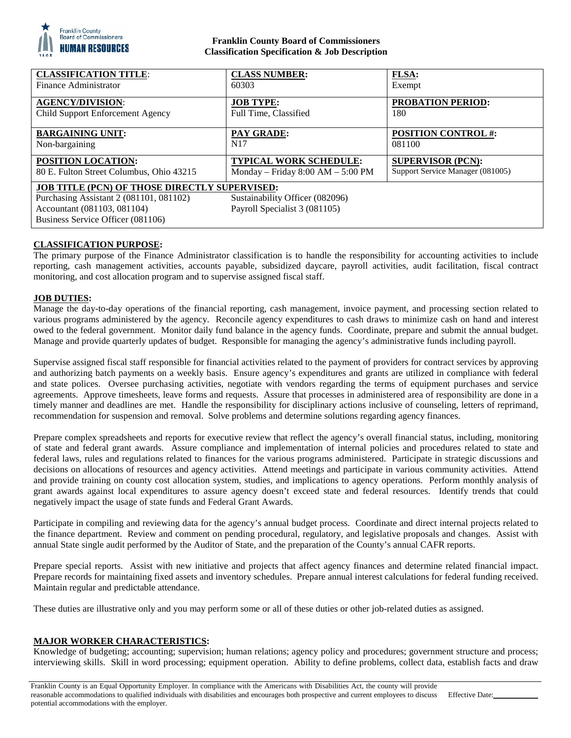**Franklin County Board of Commissioners**
**Classification Specification & Job Description**

| **CLASSIFICATION TITLE**: Finance Administrator | **CLASS NUMBER:** 60303 | **FLSA:** Exempt |
|---|---|---|
| **AGENCY/DIVISION**: Child Support Enforcement Agency | **JOB TYPE:** Full Time, Classified | **PROBATION PERIOD:** 180 |
| **BARGAINING UNIT:** Non-bargaining | **PAY GRADE:** N17 | **POSITION CONTROL #:** 081100 |
| **POSITION LOCATION:** 80 E. Fulton Street Columbus, Ohio 43215 | **TYPICAL WORK SCHEDULE:** Monday – Friday 8:00 AM – 5:00 PM | **SUPERVISOR (PCN):** Support Service Manager (081005) |

**JOB TITLE (PCN) OF THOSE DIRECTLY SUPERVISED:**
Purchasing Assistant 2 (081101, 081102)
Accountant (081103, 081104)
Business Service Officer (081106)
Sustainability Officer (082096)
Payroll Specialist 3 (081105)

## CLASSIFICATION PURPOSE:

The primary purpose of the Finance Administrator classification is to handle the responsibility for accounting activities to include reporting, cash management activities, accounts payable, subsidized daycare, payroll activities, audit facilitation, fiscal contract monitoring, and cost allocation program and to supervise assigned fiscal staff.

## JOB DUTIES:

Manage the day-to-day operations of the financial reporting, cash management, invoice payment, and processing section related to various programs administered by the agency. Reconcile agency expenditures to cash draws to minimize cash on hand and interest owed to the federal government. Monitor daily fund balance in the agency funds. Coordinate, prepare and submit the annual budget. Manage and provide quarterly updates of budget. Responsible for managing the agency's administrative funds including payroll.

Supervise assigned fiscal staff responsible for financial activities related to the payment of providers for contract services by approving and authorizing batch payments on a weekly basis. Ensure agency's expenditures and grants are utilized in compliance with federal and state polices. Oversee purchasing activities, negotiate with vendors regarding the terms of equipment purchases and service agreements. Approve timesheets, leave forms and requests. Assure that processes in administered area of responsibility are done in a timely manner and deadlines are met. Handle the responsibility for disciplinary actions inclusive of counseling, letters of reprimand, recommendation for suspension and removal. Solve problems and determine solutions regarding agency finances.

Prepare complex spreadsheets and reports for executive review that reflect the agency's overall financial status, including, monitoring of state and federal grant awards. Assure compliance and implementation of internal policies and procedures related to state and federal laws, rules and regulations related to finances for the various programs administered. Participate in strategic discussions and decisions on allocations of resources and agency activities. Attend meetings and participate in various community activities. Attend and provide training on county cost allocation system, studies, and implications to agency operations. Perform monthly analysis of grant awards against local expenditures to assure agency doesn't exceed state and federal resources. Identify trends that could negatively impact the usage of state funds and Federal Grant Awards.

Participate in compiling and reviewing data for the agency's annual budget process. Coordinate and direct internal projects related to the finance department. Review and comment on pending procedural, regulatory, and legislative proposals and changes. Assist with annual State single audit performed by the Auditor of State, and the preparation of the County's annual CAFR reports.

Prepare special reports. Assist with new initiative and projects that affect agency finances and determine related financial impact. Prepare records for maintaining fixed assets and inventory schedules. Prepare annual interest calculations for federal funding received. Maintain regular and predictable attendance.

These duties are illustrative only and you may perform some or all of these duties or other job-related duties as assigned.

## MAJOR WORKER CHARACTERISTICS:

Knowledge of budgeting; accounting; supervision; human relations; agency policy and procedures; government structure and process; interviewing skills. Skill in word processing; equipment operation. Ability to define problems, collect data, establish facts and draw

Franklin County is an Equal Opportunity Employer. In compliance with the Americans with Disabilities Act, the county will provide reasonable accommodations to qualified individuals with disabilities and encourages both prospective and current employees to discuss potential accommodations with the employer. Effective Date:___________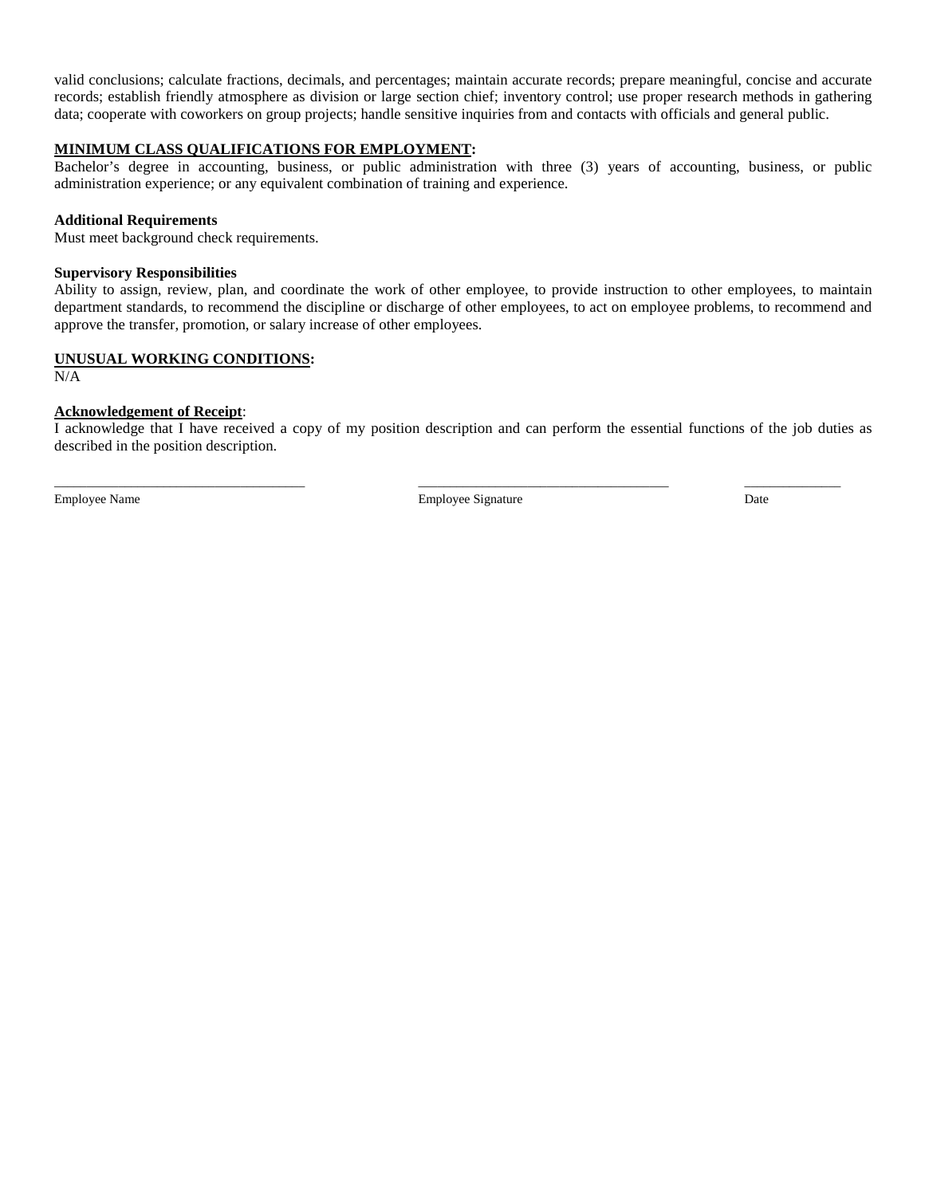valid conclusions; calculate fractions, decimals, and percentages; maintain accurate records; prepare meaningful, concise and accurate records; establish friendly atmosphere as division or large section chief; inventory control; use proper research methods in gathering data; cooperate with coworkers on group projects; handle sensitive inquiries from and contacts with officials and general public.

**MINIMUM CLASS QUALIFICATIONS FOR EMPLOYMENT:**
Bachelor's degree in accounting, business, or public administration with three (3) years of accounting, business, or public administration experience; or any equivalent combination of training and experience.

**Additional Requirements**
Must meet background check requirements.

**Supervisory Responsibilities**
Ability to assign, review, plan, and coordinate the work of other employee, to provide instruction to other employees, to maintain department standards, to recommend the discipline or discharge of other employees, to act on employee problems, to recommend and approve the transfer, promotion, or salary increase of other employees.

**UNUSUAL WORKING CONDITIONS:**
N/A

**Acknowledgement of Receipt**:
I acknowledge that I have received a copy of my position description and can perform the essential functions of the job duties as described in the position description.

| | | |
|---|---|---|
| ___________________________________ | ___________________________________ | _____________ |
| Employee Name | Employee Signature | Date |